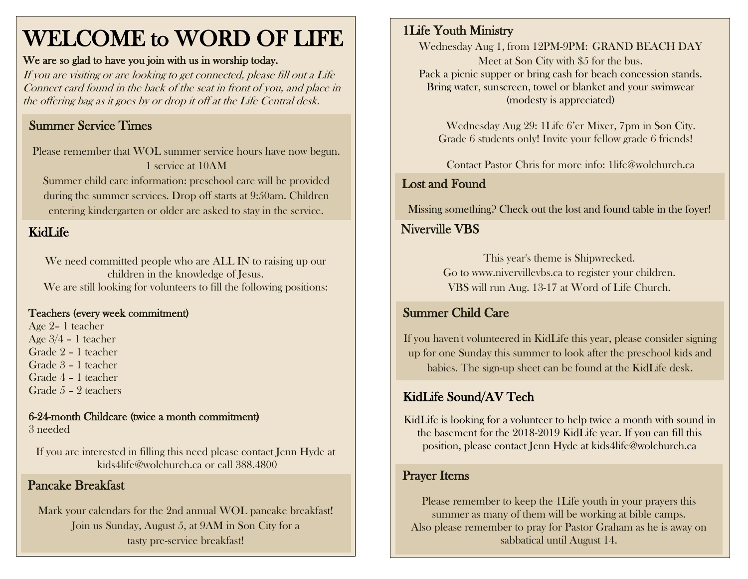# WELCOME to WORD OF LIFE

**We are so glad to have you join with us in worship today.**

*If you are visiting or are looking to get connected, please fill out a Life Connect card found in the back of the seat in front of you, and place in the offering bag as it goes by or drop it off at the Life Central desk.*

## Summer Service Times

Please remember that WOL summer service hours have now begun.
1 service at 10AM
Summer child care information: preschool care will be provided during the summer services. Drop off starts at 9:50am. Children entering kindergarten or older are asked to stay in the service.

## KidLife

We need committed people who are ALL IN to raising up our children in the knowledge of Jesus.
We are still looking for volunteers to fill the following positions:

**Teachers (every week commitment)**
Age 2– 1 teacher
Age 3/4 – 1 teacher
Grade 2 – 1 teacher
Grade 3 – 1 teacher
Grade 4 – 1 teacher
Grade 5 – 2 teachers

**6-24-month Childcare (twice a month commitment)**
3 needed

If you are interested in filling this need please contact Jenn Hyde at kids4life@wolchurch.ca or call 388.4800

## Pancake Breakfast

Mark your calendars for the 2nd annual WOL pancake breakfast!
Join us Sunday, August 5, at 9AM in Son City for a tasty pre-service breakfast!

## 1Life Youth Ministry

Wednesday Aug 1, from 12PM-9PM: GRAND BEACH DAY
Meet at Son City with $5 for the bus.
Pack a picnic supper or bring cash for beach concession stands.
Bring water, sunscreen, towel or blanket and your swimwear (modesty is appreciated)

Wednesday Aug 29: 1Life 6'er Mixer, 7pm in Son City.
Grade 6 students only! Invite your fellow grade 6 friends!

Contact Pastor Chris for more info: 1life@wolchurch.ca

## Lost and Found

Missing something? Check out the lost and found table in the foyer!

## Niverville VBS

This year's theme is Shipwrecked.
Go to www.nivervillevbs.ca to register your children.
VBS will run Aug. 13-17 at Word of Life Church.

## Summer Child Care

If you haven't volunteered in KidLife this year, please consider signing up for one Sunday this summer to look after the preschool kids and babies. The sign-up sheet can be found at the KidLife desk.

## KidLife Sound/AV Tech

KidLife is looking for a volunteer to help twice a month with sound in the basement for the 2018-2019 KidLife year. If you can fill this position, please contact Jenn Hyde at kids4life@wolchurch.ca

## Prayer Items

Please remember to keep the 1Life youth in your prayers this summer as many of them will be working at bible camps.
Also please remember to pray for Pastor Graham as he is away on sabbatical until August 14.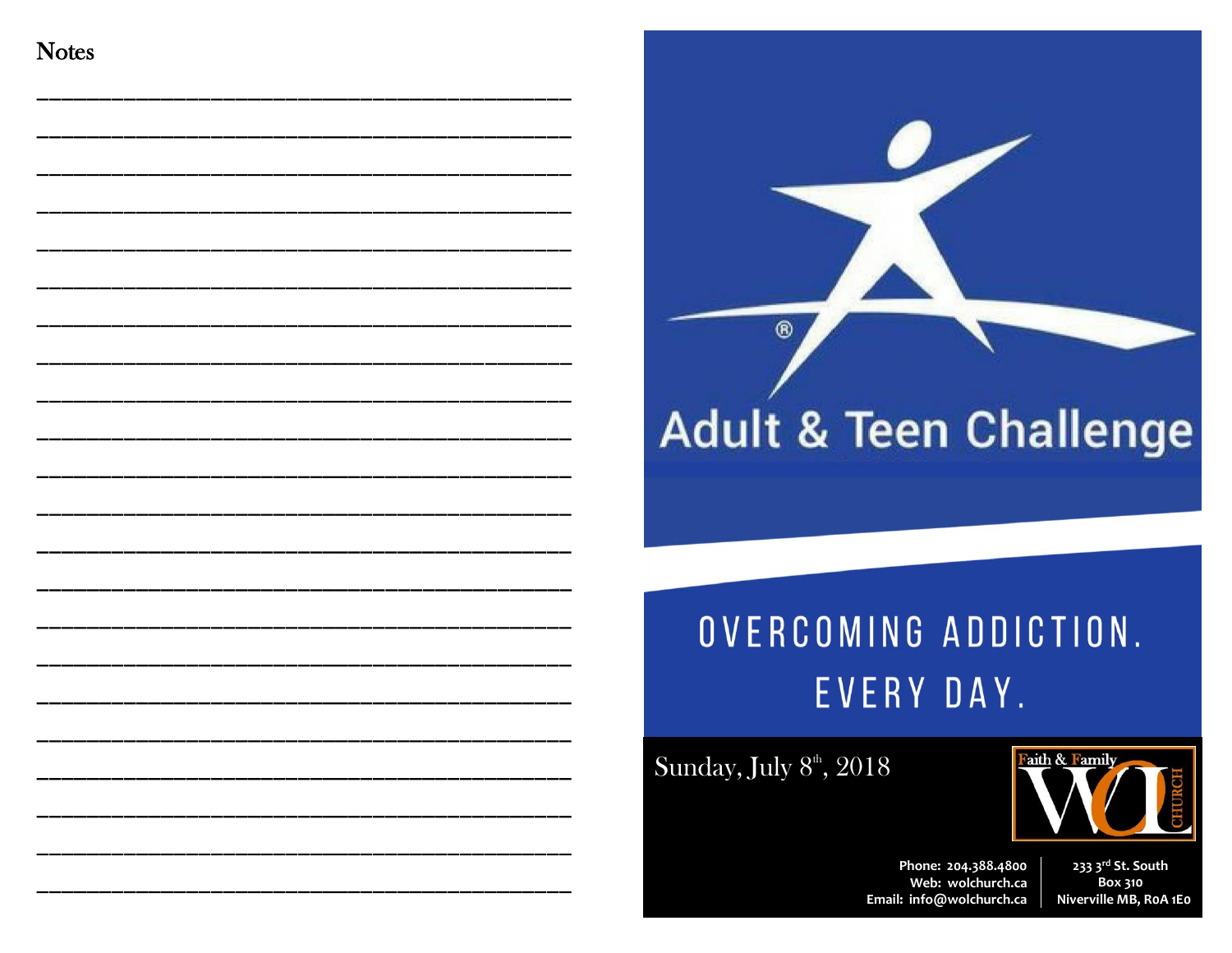## Notes

______________________________________________

______________________________________________

______________________________________________

______________________________________________

______________________________________________

______________________________________________

______________________________________________

______________________________________________

______________________________________________

______________________________________________

______________________________________________

______________________________________________

______________________________________________

______________________________________________

______________________________________________

______________________________________________

______________________________________________

______________________________________________

______________________________________________

______________________________________________

______________________________________________

______________________________________________

Adult & Teen Challenge

OVERCOMING ADDICTION.
EVERY DAY.

Sunday, July 8th, 2018

Faith & Family WCL CHURCH

Phone: 204.388.4800
Web: wolchurch.ca
Email: info@wolchurch.ca

233 3rd St. South
Box 310
Niverville MB, R0A 1E0